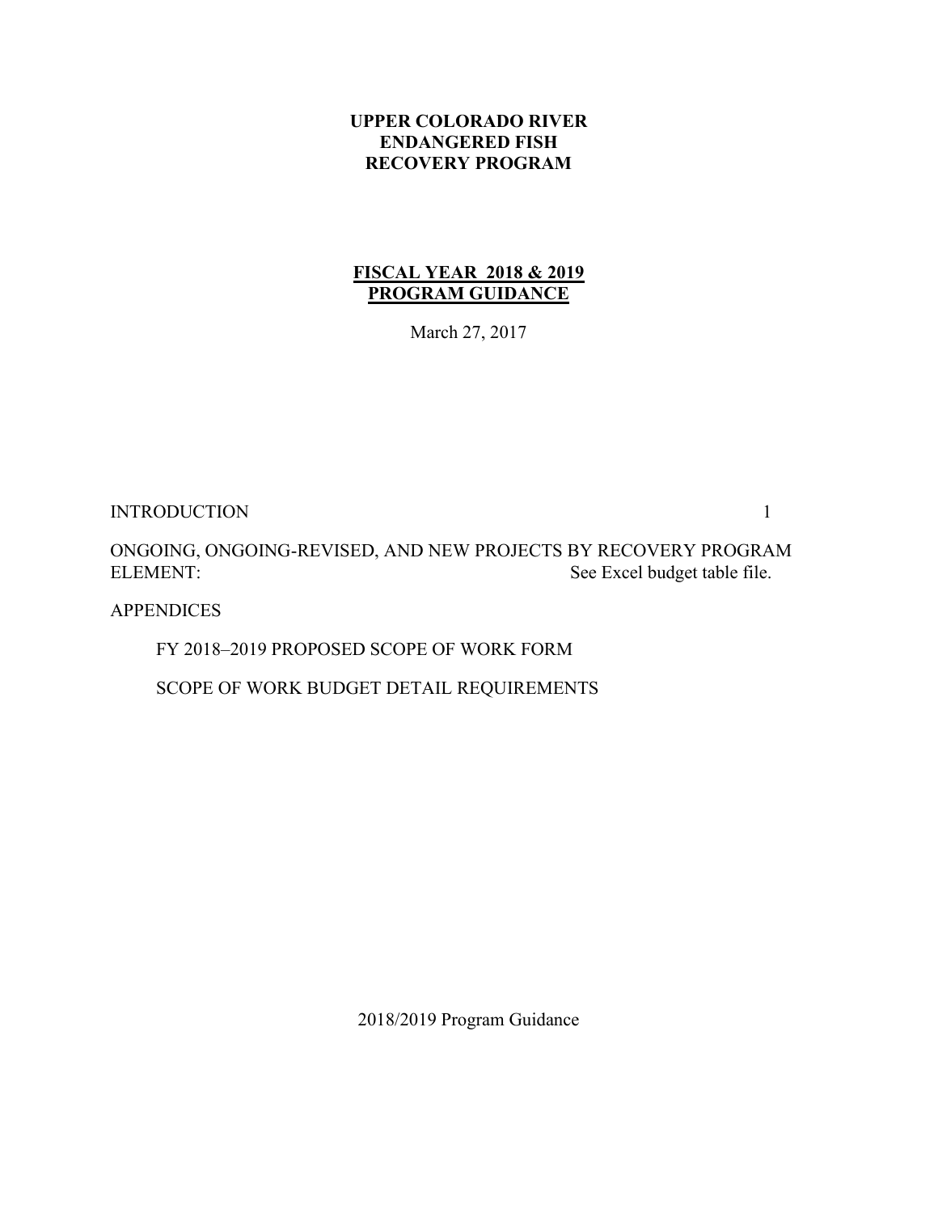# UPPER COLORADO RIVER ENDANGERED FISH RECOVERY PROGRAM

## FISCAL YEAR 2018 & 2019 PROGRAM GUIDANCE

March 27, 2017

INTRODUCTION 1

ONGOING, ONGOING-REVISED, AND NEW PROJECTS BY RECOVERY PROGRAM ELEMENT: See Excel budget table file.

APPENDICES

- FY 2018–2019 PROPOSED SCOPE OF WORK FORM
- SCOPE OF WORK BUDGET DETAIL REQUIREMENTS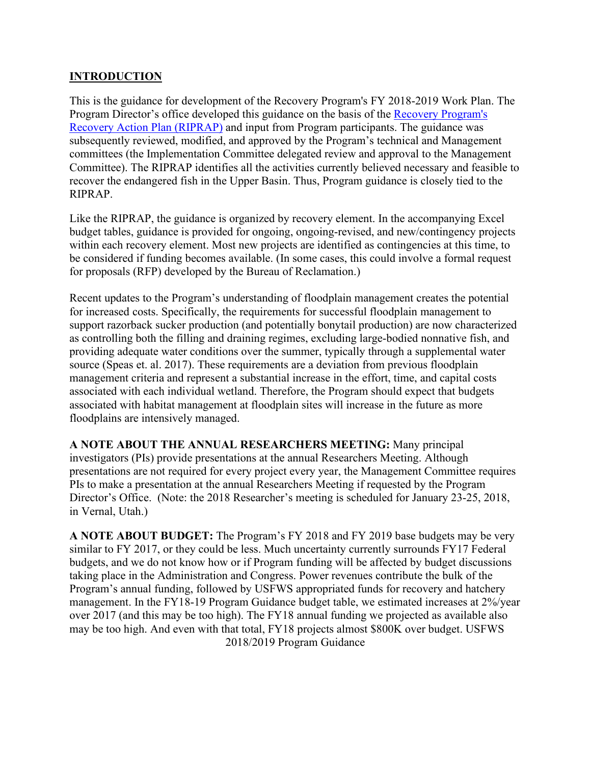## INTRODUCTION

This is the guidance for development of the Recovery Program's FY 2018-2019 Work Plan. The Program Director's office developed this guidance on the basis of the [Recovery Program's Recovery Action Plan (RIPRAP)] and input from Program participants. The guidance was subsequently reviewed, modified, and approved by the Program's technical and Management committees (the Implementation Committee delegated review and approval to the Management Committee). The RIPRAP identifies all the activities currently believed necessary and feasible to recover the endangered fish in the Upper Basin. Thus, Program guidance is closely tied to the RIPRAP.

Like the RIPRAP, the guidance is organized by recovery element. In the accompanying Excel budget tables, guidance is provided for ongoing, ongoing-revised, and new/contingency projects within each recovery element. Most new projects are identified as contingencies at this time, to be considered if funding becomes available. (In some cases, this could involve a formal request for proposals (RFP) developed by the Bureau of Reclamation.)

Recent updates to the Program's understanding of floodplain management creates the potential for increased costs. Specifically, the requirements for successful floodplain management to support razorback sucker production (and potentially bonytail production) are now characterized as controlling both the filling and draining regimes, excluding large-bodied nonnative fish, and providing adequate water conditions over the summer, typically through a supplemental water source (Speas et. al. 2017). These requirements are a deviation from previous floodplain management criteria and represent a substantial increase in the effort, time, and capital costs associated with each individual wetland. Therefore, the Program should expect that budgets associated with habitat management at floodplain sites will increase in the future as more floodplains are intensively managed.

**A NOTE ABOUT THE ANNUAL RESEARCHERS MEETING:** Many principal investigators (PIs) provide presentations at the annual Researchers Meeting. Although presentations are not required for every project every year, the Management Committee requires PIs to make a presentation at the annual Researchers Meeting if requested by the Program Director's Office. (Note: the 2018 Researcher's meeting is scheduled for January 23-25, 2018, in Vernal, Utah.)

**A NOTE ABOUT BUDGET:** The Program's FY 2018 and FY 2019 base budgets may be very similar to FY 2017, or they could be less. Much uncertainty currently surrounds FY17 Federal budgets, and we do not know how or if Program funding will be affected by budget discussions taking place in the Administration and Congress. Power revenues contribute the bulk of the Program's annual funding, followed by USFWS appropriated funds for recovery and hatchery management. In the FY18-19 Program Guidance budget table, we estimated increases at 2%/year over 2017 (and this may be too high). The FY18 annual funding we projected as available also may be too high. And even with that total, FY18 projects almost $800K over budget. USFWS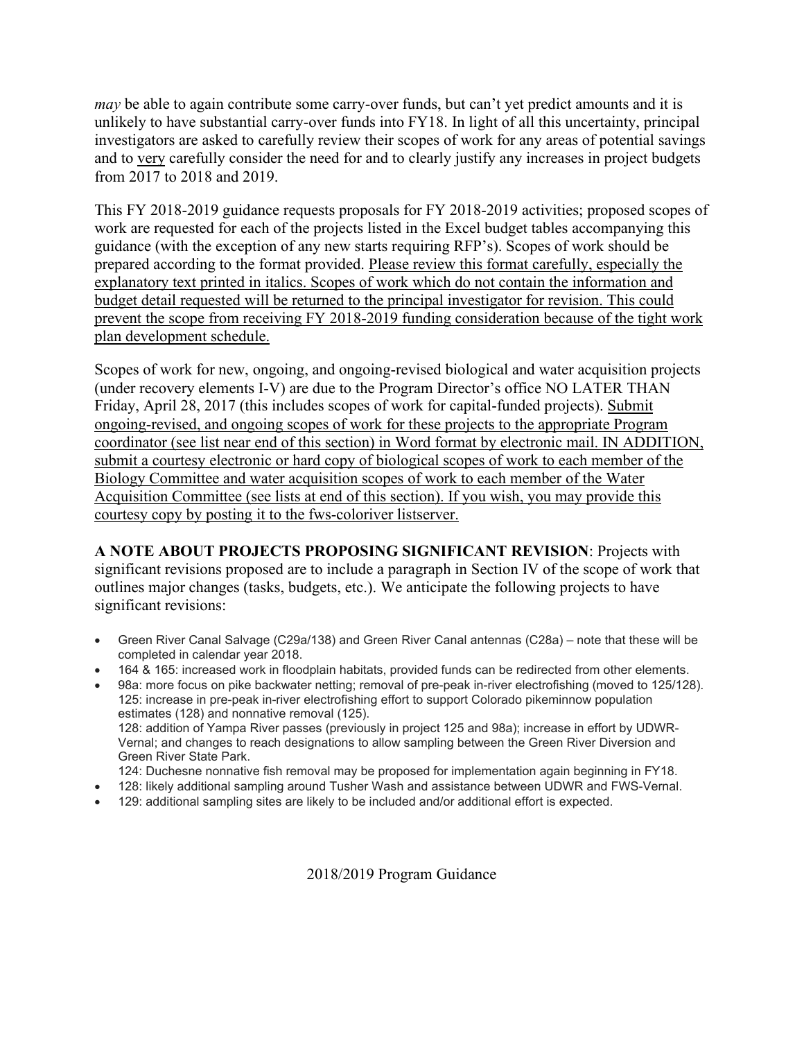*may* be able to again contribute some carry-over funds, but can't yet predict amounts and it is unlikely to have substantial carry-over funds into FY18. In light of all this uncertainty, principal investigators are asked to carefully review their scopes of work for any areas of potential savings and to <u>very</u> carefully consider the need for and to clearly justify any increases in project budgets from 2017 to 2018 and 2019.

This FY 2018-2019 guidance requests proposals for FY 2018-2019 activities; proposed scopes of work are requested for each of the projects listed in the Excel budget tables accompanying this guidance (with the exception of any new starts requiring RFP's). Scopes of work should be prepared according to the format provided. <u>Please review this format carefully, especially the explanatory text printed in italics. Scopes of work which do not contain the information and budget detail requested will be returned to the principal investigator for revision. This could prevent the scope from receiving FY 2018-2019 funding consideration because of the tight work plan development schedule.</u>

Scopes of work for new, ongoing, and ongoing-revised biological and water acquisition projects (under recovery elements I-V) are due to the Program Director's office NO LATER THAN Friday, April 28, 2017 (this includes scopes of work for capital-funded projects). <u>Submit ongoing-revised, and ongoing scopes of work for these projects to the appropriate Program coordinator (see list near end of this section) in Word format by electronic mail. IN ADDITION, submit a courtesy electronic or hard copy of biological scopes of work to each member of the Biology Committee and water acquisition scopes of work to each member of the Water Acquisition Committee (see lists at end of this section). If you wish, you may provide this courtesy copy by posting it to the fws-coloriver listserver.</u>

**A NOTE ABOUT PROJECTS PROPOSING SIGNIFICANT REVISION**: Projects with significant revisions proposed are to include a paragraph in Section IV of the scope of work that outlines major changes (tasks, budgets, etc.). We anticipate the following projects to have significant revisions:

- Green River Canal Salvage (C29a/138) and Green River Canal antennas (C28a) – note that these will be completed in calendar year 2018.
- 164 & 165: increased work in floodplain habitats, provided funds can be redirected from other elements.
- 98a: more focus on pike backwater netting; removal of pre-peak in-river electrofishing (moved to 125/128).
  125: increase in pre-peak in-river electrofishing effort to support Colorado pikeminnow population estimates (128) and nonnative removal (125).
  128: addition of Yampa River passes (previously in project 125 and 98a); increase in effort by UDWR-Vernal; and changes to reach designations to allow sampling between the Green River Diversion and Green River State Park.
  124: Duchesne nonnative fish removal may be proposed for implementation again beginning in FY18.
- 128: likely additional sampling around Tusher Wash and assistance between UDWR and FWS-Vernal.
- 129: additional sampling sites are likely to be included and/or additional effort is expected.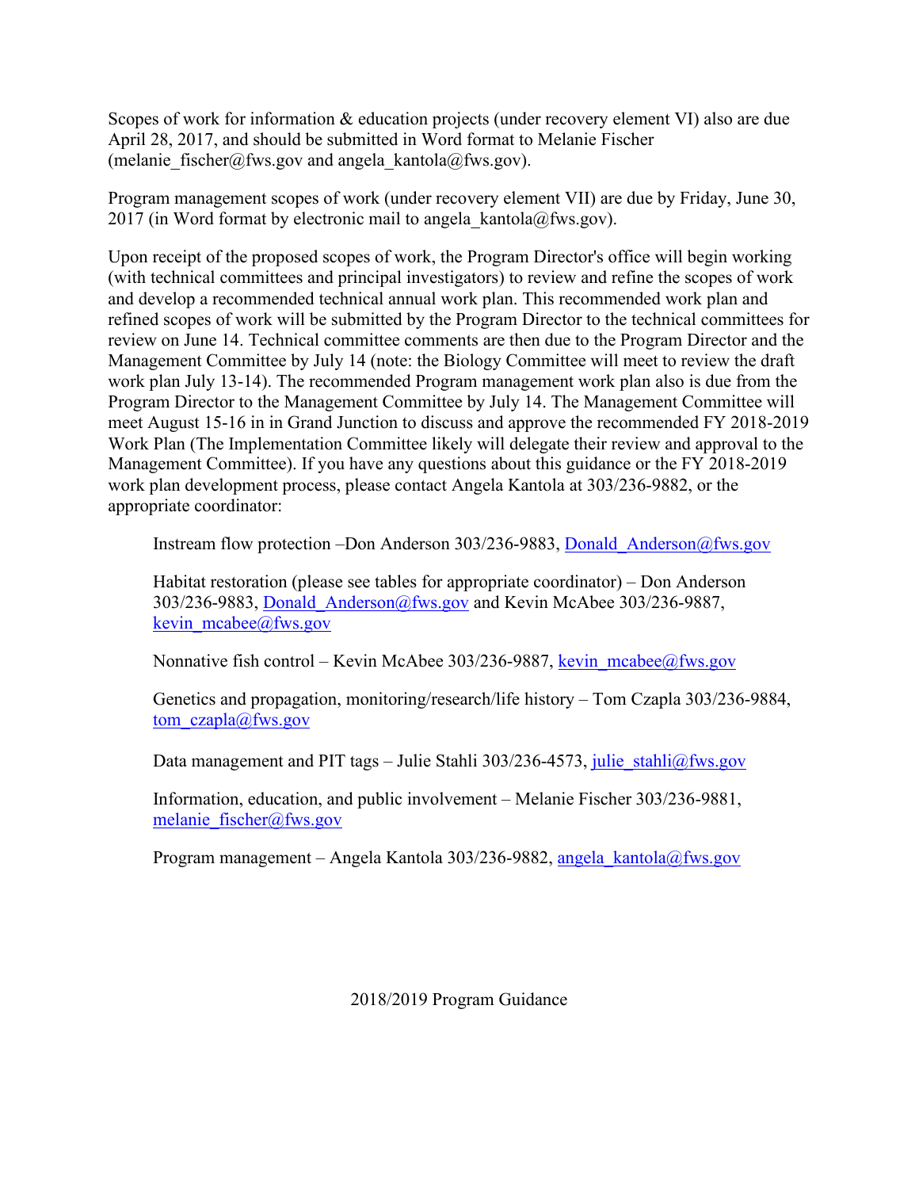Scopes of work for information & education projects (under recovery element VI) also are due April 28, 2017, and should be submitted in Word format to Melanie Fischer (melanie_fischer@fws.gov and angela_kantola@fws.gov).

Program management scopes of work (under recovery element VII) are due by Friday, June 30, 2017 (in Word format by electronic mail to angela_kantola@fws.gov).

Upon receipt of the proposed scopes of work, the Program Director's office will begin working (with technical committees and principal investigators) to review and refine the scopes of work and develop a recommended technical annual work plan. This recommended work plan and refined scopes of work will be submitted by the Program Director to the technical committees for review on June 14. Technical committee comments are then due to the Program Director and the Management Committee by July 14 (note: the Biology Committee will meet to review the draft work plan July 13-14). The recommended Program management work plan also is due from the Program Director to the Management Committee by July 14. The Management Committee will meet August 15-16 in in Grand Junction to discuss and approve the recommended FY 2018-2019 Work Plan (The Implementation Committee likely will delegate their review and approval to the Management Committee). If you have any questions about this guidance or the FY 2018-2019 work plan development process, please contact Angela Kantola at 303/236-9882, or the appropriate coordinator:

Instream flow protection –Don Anderson 303/236-9883, Donald_Anderson@fws.gov

Habitat restoration (please see tables for appropriate coordinator) – Don Anderson 303/236-9883, Donald_Anderson@fws.gov and Kevin McAbee 303/236-9887, kevin_mcabee@fws.gov

Nonnative fish control – Kevin McAbee 303/236-9887, kevin_mcabee@fws.gov

Genetics and propagation, monitoring/research/life history – Tom Czapla 303/236-9884, tom_czapla@fws.gov

Data management and PIT tags – Julie Stahli 303/236-4573, julie_stahli@fws.gov

Information, education, and public involvement – Melanie Fischer 303/236-9881, melanie_fischer@fws.gov

Program management – Angela Kantola 303/236-9882, angela_kantola@fws.gov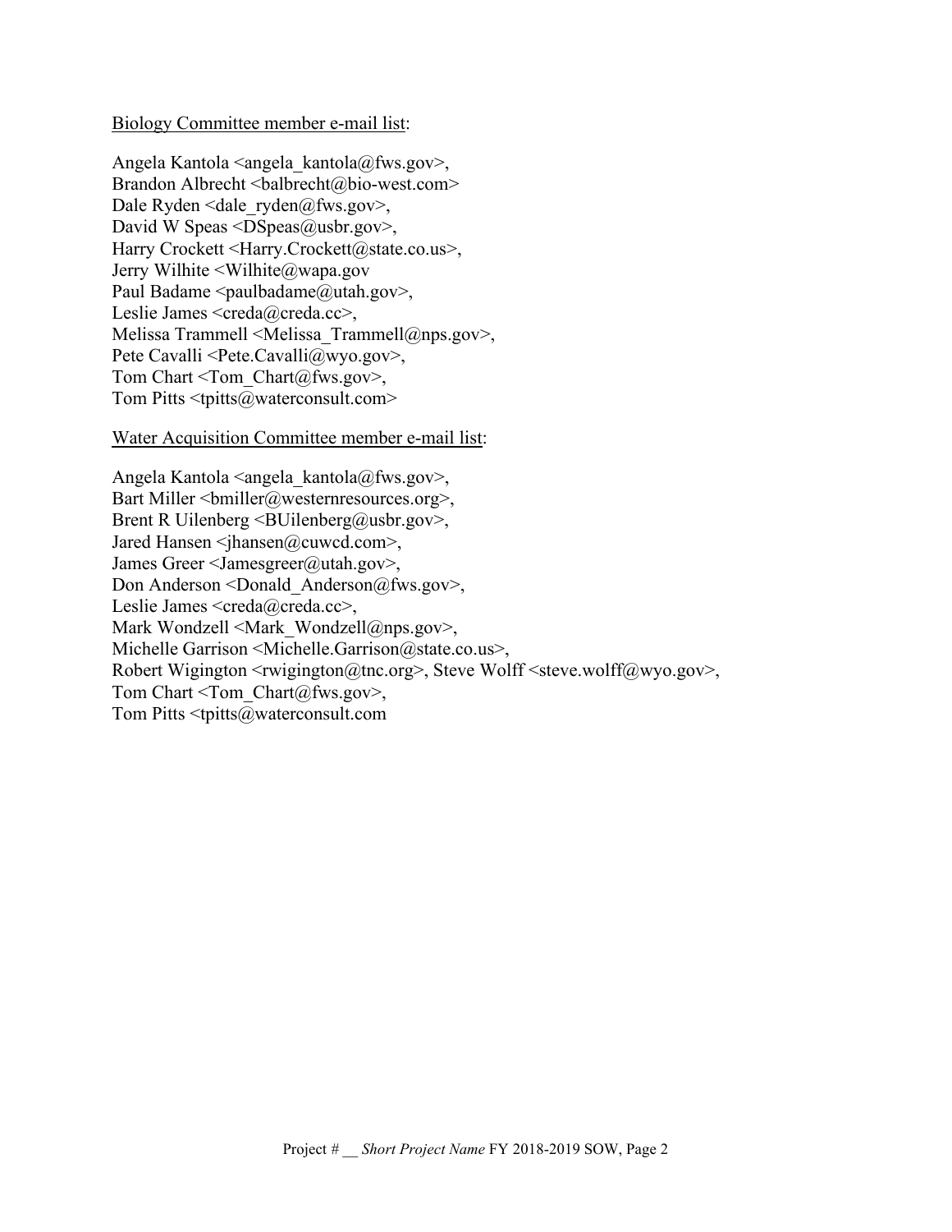Biology Committee member e-mail list:

Angela Kantola <angela_kantola@fws.gov>,
Brandon Albrecht <balbrecht@bio-west.com>
Dale Ryden <dale_ryden@fws.gov>,
David W Speas <DSpeas@usbr.gov>,
Harry Crockett <Harry.Crockett@state.co.us>,
Jerry Wilhite <Wilhite@wapa.gov
Paul Badame <paulbadame@utah.gov>,
Leslie James <creda@creda.cc>,
Melissa Trammell <Melissa_Trammell@nps.gov>,
Pete Cavalli <Pete.Cavalli@wyo.gov>,
Tom Chart <Tom_Chart@fws.gov>,
Tom Pitts <tpitts@waterconsult.com>

Water Acquisition Committee member e-mail list:

Angela Kantola <angela_kantola@fws.gov>,
Bart Miller <bmiller@westernresources.org>,
Brent R Uilenberg <BUilenberg@usbr.gov>,
Jared Hansen <jhansen@cuwcd.com>,
James Greer <Jamesgreer@utah.gov>,
Don Anderson <Donald_Anderson@fws.gov>,
Leslie James <creda@creda.cc>,
Mark Wondzell <Mark_Wondzell@nps.gov>,
Michelle Garrison <Michelle.Garrison@state.co.us>,
Robert Wigington <rwigington@tnc.org>, Steve Wolff <steve.wolff@wyo.gov>,
Tom Chart <Tom_Chart@fws.gov>,
Tom Pitts <tpitts@waterconsult.com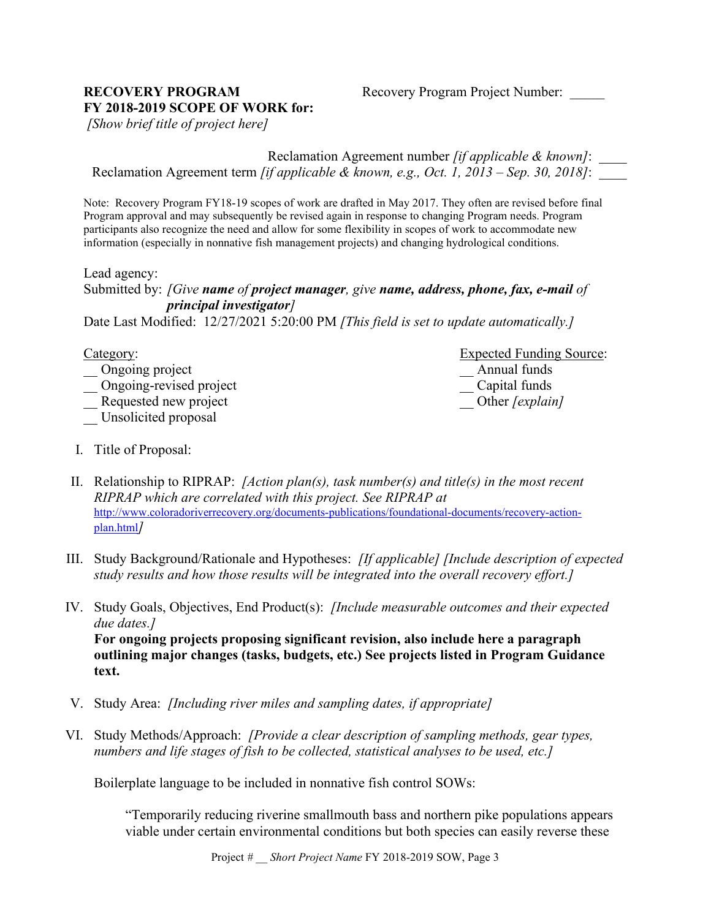**RECOVERY PROGRAM** Recovery Program Project Number: _____
**FY 2018-2019 SCOPE OF WORK for:**
*[Show brief title of project here]*

Reclamation Agreement number *[if applicable & known]*: ____
Reclamation Agreement term *[if applicable & known, e.g., Oct. 1, 2013 – Sep. 30, 2018]*: ____

Note: Recovery Program FY18-19 scopes of work are drafted in May 2017. They often are revised before final Program approval and may subsequently be revised again in response to changing Program needs. Program participants also recognize the need and allow for some flexibility in scopes of work to accommodate new information (especially in nonnative fish management projects) and changing hydrological conditions.

Lead agency:
Submitted by: *[Give **name** of **project manager**, give **name, address, phone, fax, e-mail** of **principal investigator**]*
Date Last Modified: 12/27/2021 5:20:00 PM *[This field is set to update automatically.]*

Category:
__ Ongoing project
__ Ongoing-revised project
__ Requested new project
__ Unsolicited proposal

Expected Funding Source:
__ Annual funds
__ Capital funds
__ Other *[explain]*

I. Title of Proposal:

II. Relationship to RIPRAP: *[Action plan(s), task number(s) and title(s) in the most recent RIPRAP which are correlated with this project. See RIPRAP at* http://www.coloradoriverrecovery.org/documents-publications/foundational-documents/recovery-action-plan.html*]*

III. Study Background/Rationale and Hypotheses: *[If applicable] [Include description of expected study results and how those results will be integrated into the overall recovery effort.]*

IV. Study Goals, Objectives, End Product(s): *[Include measurable outcomes and their expected due dates.]*
**For ongoing projects proposing significant revision, also include here a paragraph outlining major changes (tasks, budgets, etc.) See projects listed in Program Guidance text.**

V. Study Area: *[Including river miles and sampling dates, if appropriate]*

VI. Study Methods/Approach: *[Provide a clear description of sampling methods, gear types, numbers and life stages of fish to be collected, statistical analyses to be used, etc.]*

Boilerplate language to be included in nonnative fish control SOWs:

"Temporarily reducing riverine smallmouth bass and northern pike populations appears viable under certain environmental conditions but both species can easily reverse these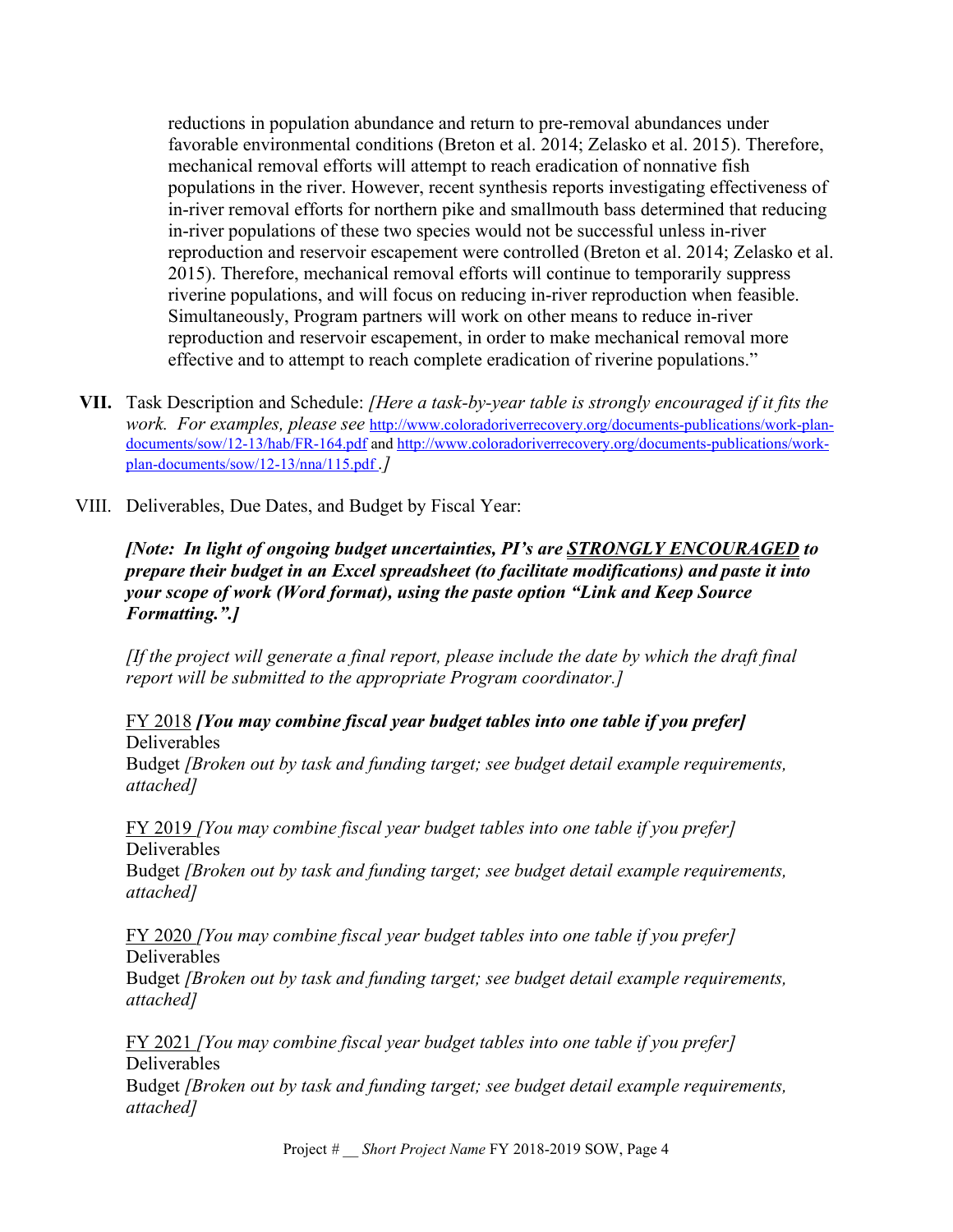reductions in population abundance and return to pre-removal abundances under favorable environmental conditions (Breton et al. 2014; Zelasko et al. 2015). Therefore, mechanical removal efforts will attempt to reach eradication of nonnative fish populations in the river. However, recent synthesis reports investigating effectiveness of in-river removal efforts for northern pike and smallmouth bass determined that reducing in-river populations of these two species would not be successful unless in-river reproduction and reservoir escapement were controlled (Breton et al. 2014; Zelasko et al. 2015). Therefore, mechanical removal efforts will continue to temporarily suppress riverine populations, and will focus on reducing in-river reproduction when feasible. Simultaneously, Program partners will work on other means to reduce in-river reproduction and reservoir escapement, in order to make mechanical removal more effective and to attempt to reach complete eradication of riverine populations."

**VII.** Task Description and Schedule: *[Here a task-by-year table is strongly encouraged if it fits the work. For examples, please see* http://www.coloradoriverrecovery.org/documents-publications/work-plan-documents/sow/12-13/hab/FR-164.pdf and http://www.coloradoriverrecovery.org/documents-publications/work-plan-documents/sow/12-13/nna/115.pdf *.]*

VIII. Deliverables, Due Dates, and Budget by Fiscal Year:

***[Note: In light of ongoing budget uncertainties, PI's are <u>STRONGLY ENCOURAGED</u> to prepare their budget in an Excel spreadsheet (to facilitate modifications) and paste it into your scope of work (Word format), using the paste option "Link and Keep Source Formatting.".]***

*[If the project will generate a final report, please include the date by which the draft final report will be submitted to the appropriate Program coordinator.]*

<u>FY 2018</u> ***[You may combine fiscal year budget tables into one table if you prefer]***
Deliverables
Budget *[Broken out by task and funding target; see budget detail example requirements, attached]*

<u>FY 2019</u> *[You may combine fiscal year budget tables into one table if you prefer]*
Deliverables
Budget *[Broken out by task and funding target; see budget detail example requirements, attached]*

<u>FY 2020</u> *[You may combine fiscal year budget tables into one table if you prefer]*
Deliverables
Budget *[Broken out by task and funding target; see budget detail example requirements, attached]*

<u>FY 2021</u> *[You may combine fiscal year budget tables into one table if you prefer]*
Deliverables
Budget *[Broken out by task and funding target; see budget detail example requirements, attached]*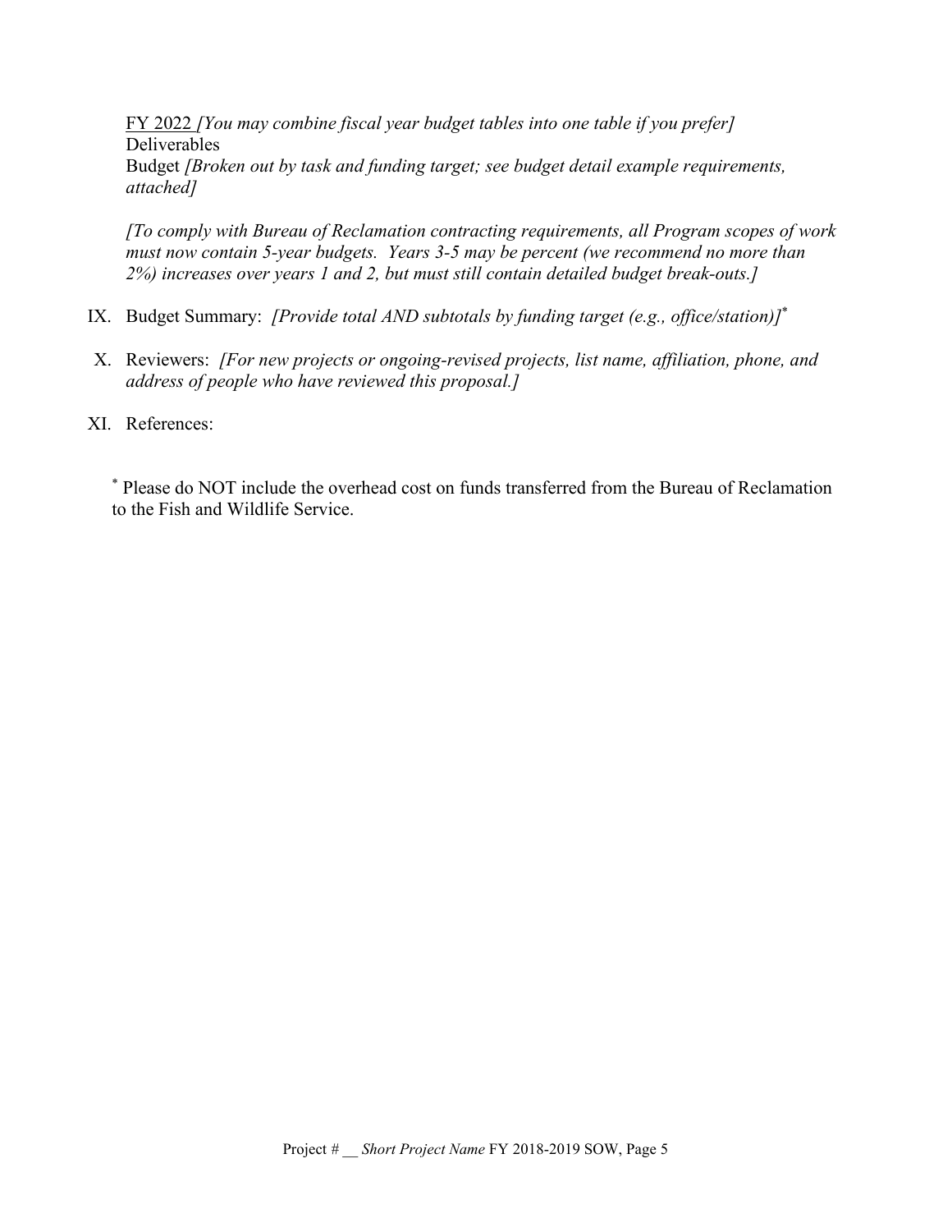FY 2022 *[You may combine fiscal year budget tables into one table if you prefer]*
Deliverables
Budget *[Broken out by task and funding target; see budget detail example requirements, attached]*

*[To comply with Bureau of Reclamation contracting requirements, all Program scopes of work must now contain 5-year budgets. Years 3-5 may be percent (we recommend no more than 2%) increases over years 1 and 2, but must still contain detailed budget break-outs.]*

IX. Budget Summary: *[Provide total AND subtotals by funding target (e.g., office/station)]*[*]

X. Reviewers: *[For new projects or ongoing-revised projects, list name, affiliation, phone, and address of people who have reviewed this proposal.]*

XI. References:

[*] Please do NOT include the overhead cost on funds transferred from the Bureau of Reclamation to the Fish and Wildlife Service.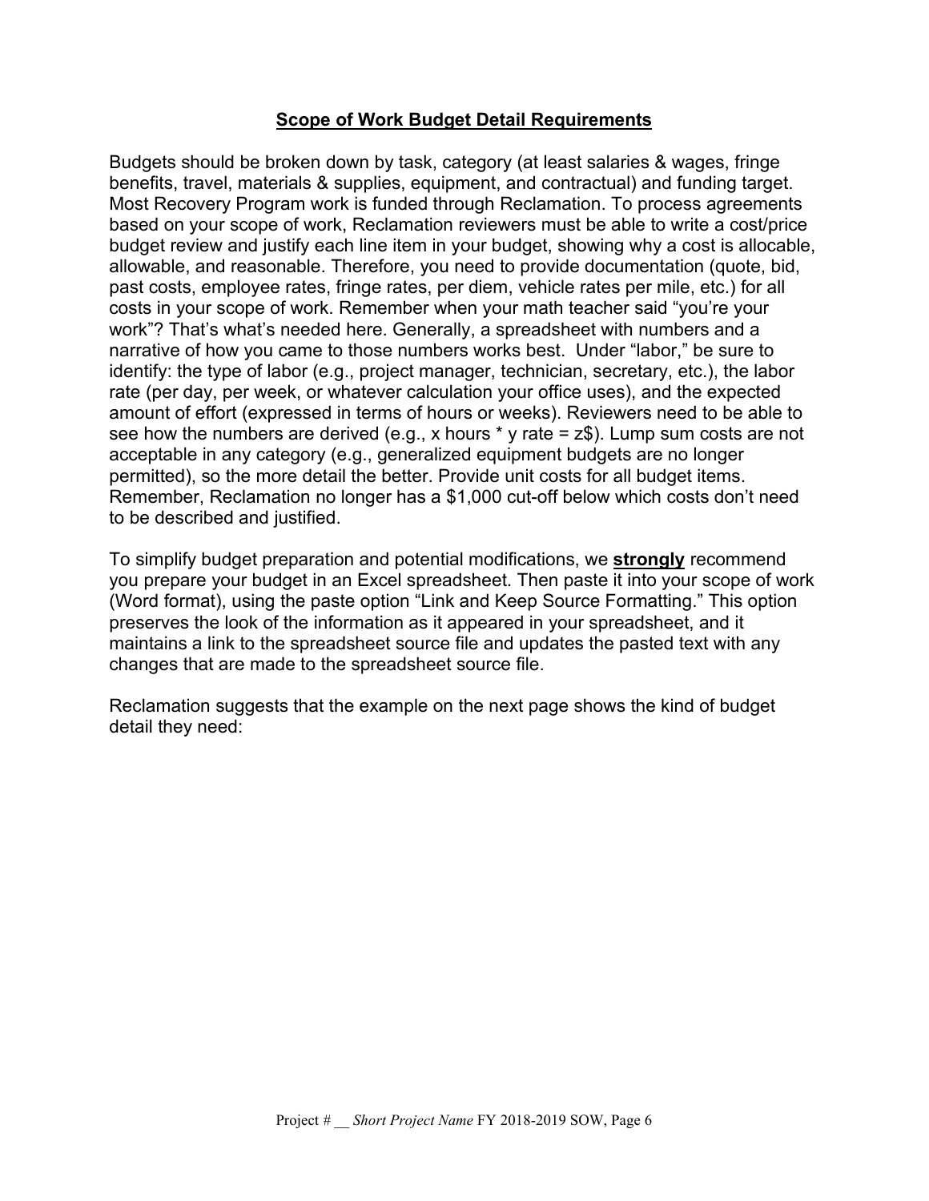## Scope of Work Budget Detail Requirements

Budgets should be broken down by task, category (at least salaries & wages, fringe benefits, travel, materials & supplies, equipment, and contractual) and funding target. Most Recovery Program work is funded through Reclamation. To process agreements based on your scope of work, Reclamation reviewers must be able to write a cost/price budget review and justify each line item in your budget, showing why a cost is allocable, allowable, and reasonable. Therefore, you need to provide documentation (quote, bid, past costs, employee rates, fringe rates, per diem, vehicle rates per mile, etc.) for all costs in your scope of work. Remember when your math teacher said "you're your work"? That's what's needed here. Generally, a spreadsheet with numbers and a narrative of how you came to those numbers works best. Under "labor," be sure to identify: the type of labor (e.g., project manager, technician, secretary, etc.), the labor rate (per day, per week, or whatever calculation your office uses), and the expected amount of effort (expressed in terms of hours or weeks). Reviewers need to be able to see how the numbers are derived (e.g., x hours * y rate = z$). Lump sum costs are not acceptable in any category (e.g., generalized equipment budgets are no longer permitted), so the more detail the better. Provide unit costs for all budget items. Remember, Reclamation no longer has a $1,000 cut-off below which costs don't need to be described and justified.

To simplify budget preparation and potential modifications, we **strongly** recommend you prepare your budget in an Excel spreadsheet. Then paste it into your scope of work (Word format), using the paste option "Link and Keep Source Formatting." This option preserves the look of the information as it appeared in your spreadsheet, and it maintains a link to the spreadsheet source file and updates the pasted text with any changes that are made to the spreadsheet source file.

Reclamation suggests that the example on the next page shows the kind of budget detail they need: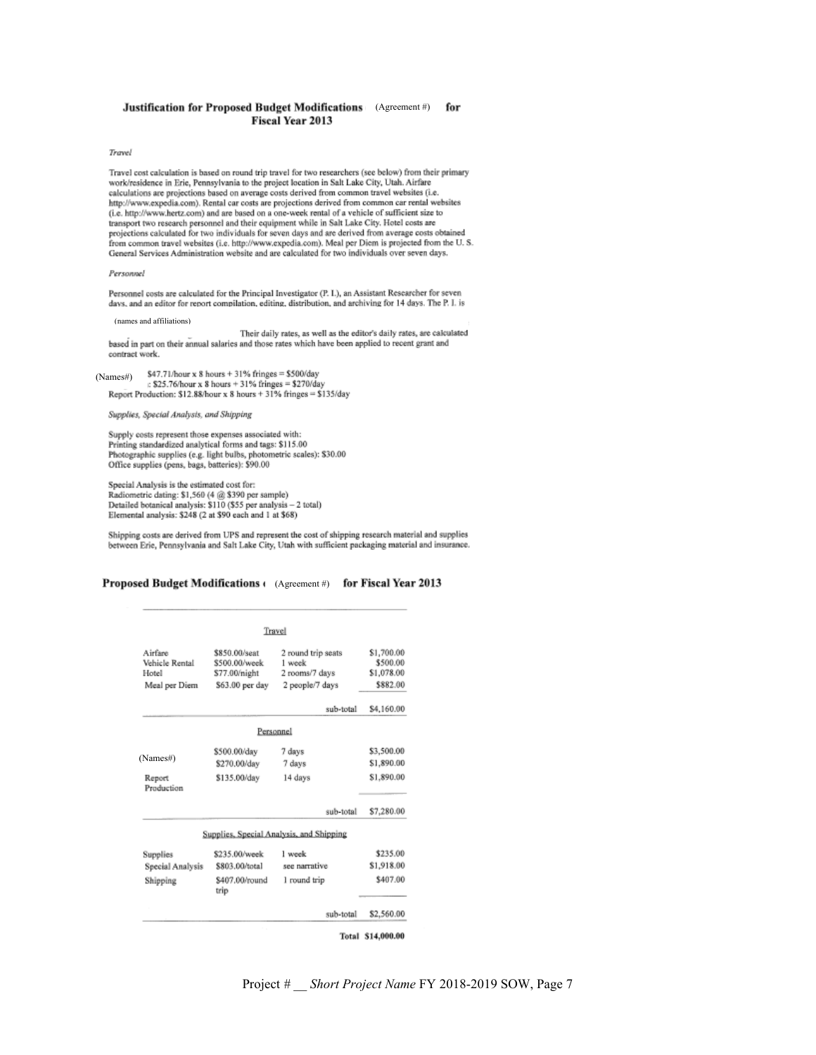## Justification for Proposed Budget Modifications (Agreement #) for Fiscal Year 2013

*Travel*

Travel cost calculation is based on round trip travel for two researchers (see below) from their primary work/residence in Erie, Pennsylvania to the project location in Salt Lake City, Utah. Airfare calculations are projections based on average costs derived from common travel websites (i.e. http://www.expedia.com). Rental car costs are projections derived from common car rental websites (i.e. http://www.hertz.com) and are based on a one-week rental of a vehicle of sufficient size to transport two research personnel and their equipment while in Salt Lake City. Hotel costs are projections calculated for two individuals for seven days and are derived from average costs obtained from common travel websites (i.e. http://www.expedia.com). Meal per Diem is projected from the U. S. General Services Administration website and are calculated for two individuals over seven days.

*Personnel*

Personnel costs are calculated for the Principal Investigator (P. I.), an Assistant Researcher for seven days, and an editor for report compilation, editing, distribution, and archiving for 14 days. The P. I. is

(names and affiliations)

Their daily rates, as well as the editor's daily rates, are calculated based in part on their annual salaries and those rates which have been applied to recent grant and contract work.

(Names#) $47.71/hour x 8 hours + 31% fringes = $500/day
: $25.76/hour x 8 hours + 31% fringes = $270/day
Report Production: $12.88/hour x 8 hours + 31% fringes = $135/day

*Supplies, Special Analysis, and Shipping*

Supply costs represent those expenses associated with:
Printing standardized analytical forms and tags: $115.00
Photographic supplies (e.g. light bulbs, photometric scales): $30.00
Office supplies (pens, bags, batteries): $90.00

Special Analysis is the estimated cost for:
Radiometric dating: $1,560 (4 @ $390 per sample)
Detailed botanical analysis: $110 ($55 per analysis – 2 total)
Elemental analysis: $248 (2 at $90 each and 1 at $68)

Shipping costs are derived from UPS and represent the cost of shipping research material and supplies between Erie, Pennsylvania and Salt Lake City, Utah with sufficient packaging material and insurance.

## Proposed Budget Modifications (Agreement #) for Fiscal Year 2013

| | | | |
|---|---|---|---|
| **Travel** | | | |
| Airfare | $850.00/seat | 2 round trip seats | $1,700.00 |
| Vehicle Rental | $500.00/week | 1 week | $500.00 |
| Hotel | $77.00/night | 2 rooms/7 days | $1,078.00 |
| Meal per Diem | $63.00 per day | 2 people/7 days | $882.00 |
| | | sub-total | $4,160.00 |
| **Personnel** | | | |
| (Names#) | $500.00/day | 7 days | $3,500.00 |
| | $270.00/day | 7 days | $1,890.00 |
| Report Production | $135.00/day | 14 days | $1,890.00 |
| | | sub-total | $7,280.00 |
| **Supplies, Special Analysis, and Shipping** | | | |
| Supplies | $235.00/week | 1 week | $235.00 |
| Special Analysis | $803.00/total | see narrative | $1,918.00 |
| Shipping | $407.00/round trip | 1 round trip | $407.00 |
| | | sub-total | $2,560.00 |
| | | **Total** | **$14,000.00** |